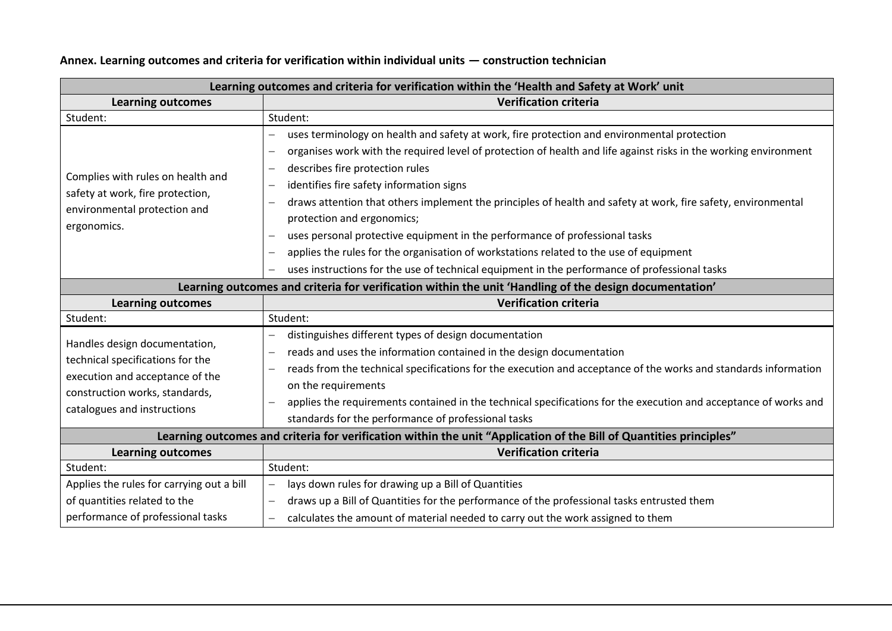**Annex. Learning outcomes and criteria for verification within individual units — construction technician**

| Learning outcomes and criteria for verification within the 'Health and Safety at Work' unit | |
|---|---|
| **Learning outcomes** | **Verification criteria** |
| Student: | Student: |
| Complies with rules on health and safety at work, fire protection, environmental protection and ergonomics. | – uses terminology on health and safety at work, fire protection and environmental protection<br>– organises work with the required level of protection of health and life against risks in the working environment<br>– describes fire protection rules<br>– identifies fire safety information signs<br>– draws attention that others implement the principles of health and safety at work, fire safety, environmental protection and ergonomics;<br>– uses personal protective equipment in the performance of professional tasks<br>– applies the rules for the organisation of workstations related to the use of equipment<br>– uses instructions for the use of technical equipment in the performance of professional tasks |
| **Learning outcomes and criteria for verification within the unit 'Handling of the design documentation'** | |
| **Learning outcomes** | **Verification criteria** |
| Student: | Student: |
| Handles design documentation, technical specifications for the execution and acceptance of the construction works, standards, catalogues and instructions | – distinguishes different types of design documentation<br>– reads and uses the information contained in the design documentation<br>– reads from the technical specifications for the execution and acceptance of the works and standards information on the requirements<br>– applies the requirements contained in the technical specifications for the execution and acceptance of works and standards for the performance of professional tasks |
| **Learning outcomes and criteria for verification within the unit "Application of the Bill of Quantities principles"** | |
| **Learning outcomes** | **Verification criteria** |
| Student: | Student: |
| Applies the rules for carrying out a bill of quantities related to the performance of professional tasks | – lays down rules for drawing up a Bill of Quantities<br>– draws up a Bill of Quantities for the performance of the professional tasks entrusted them<br>– calculates the amount of material needed to carry out the work assigned to them |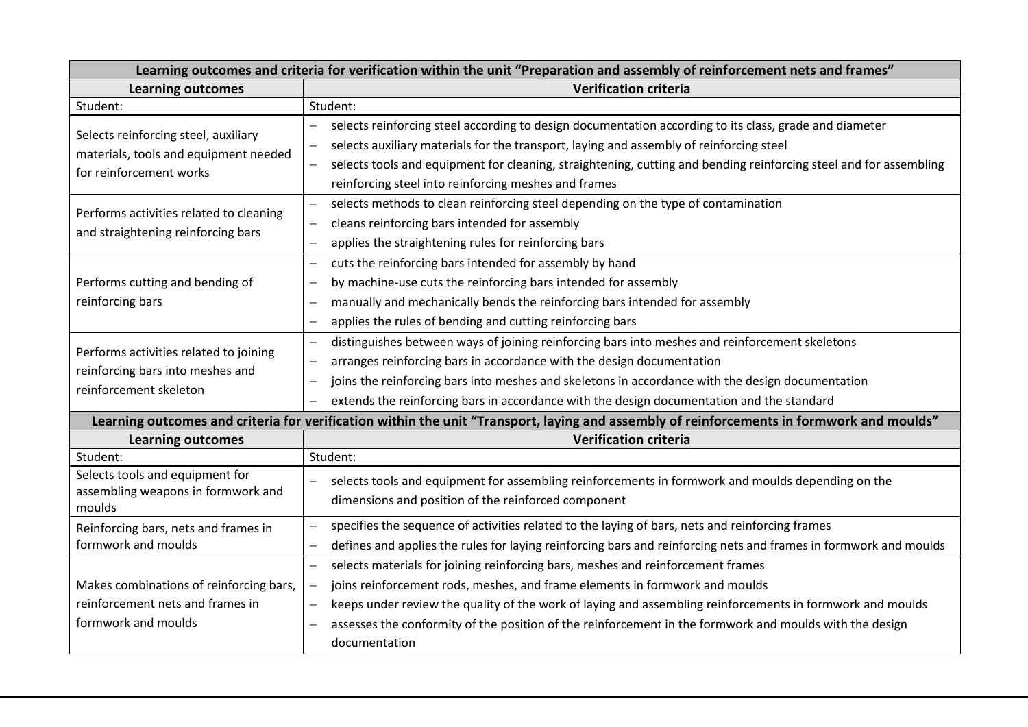| Learning outcomes and criteria for verification within the unit "Preparation and assembly of reinforcement nets and frames" | |
|---|---|
| **Learning outcomes** | **Verification criteria** |
| Student: | Student: |
| Selects reinforcing steel, auxiliary materials, tools and equipment needed for reinforcement works | – selects reinforcing steel according to design documentation according to its class, grade and diameter<br>– selects auxiliary materials for the transport, laying and assembly of reinforcing steel<br>– selects tools and equipment for cleaning, straightening, cutting and bending reinforcing steel and for assembling reinforcing steel into reinforcing meshes and frames |
| Performs activities related to cleaning and straightening reinforcing bars | – selects methods to clean reinforcing steel depending on the type of contamination<br>– cleans reinforcing bars intended for assembly<br>– applies the straightening rules for reinforcing bars |
| Performs cutting and bending of reinforcing bars | – cuts the reinforcing bars intended for assembly by hand<br>– by machine-use cuts the reinforcing bars intended for assembly<br>– manually and mechanically bends the reinforcing bars intended for assembly<br>– applies the rules of bending and cutting reinforcing bars |
| Performs activities related to joining reinforcing bars into meshes and reinforcement skeleton | – distinguishes between ways of joining reinforcing bars into meshes and reinforcement skeletons<br>– arranges reinforcing bars in accordance with the design documentation<br>– joins the reinforcing bars into meshes and skeletons in accordance with the design documentation<br>– extends the reinforcing bars in accordance with the design documentation and the standard |

| Learning outcomes and criteria for verification within the unit "Transport, laying and assembly of reinforcements in formwork and moulds" | |
|---|---|
| **Learning outcomes** | **Verification criteria** |
| Student: | Student: |
| Selects tools and equipment for assembling weapons in formwork and moulds | – selects tools and equipment for assembling reinforcements in formwork and moulds depending on the dimensions and position of the reinforced component |
| Reinforcing bars, nets and frames in formwork and moulds | – specifies the sequence of activities related to the laying of bars, nets and reinforcing frames<br>– defines and applies the rules for laying reinforcing bars and reinforcing nets and frames in formwork and moulds |
| Makes combinations of reinforcing bars, reinforcement nets and frames in formwork and moulds | – selects materials for joining reinforcing bars, meshes and reinforcement frames<br>– joins reinforcement rods, meshes, and frame elements in formwork and moulds<br>– keeps under review the quality of the work of laying and assembling reinforcements in formwork and moulds<br>– assesses the conformity of the position of the reinforcement in the formwork and moulds with the design documentation |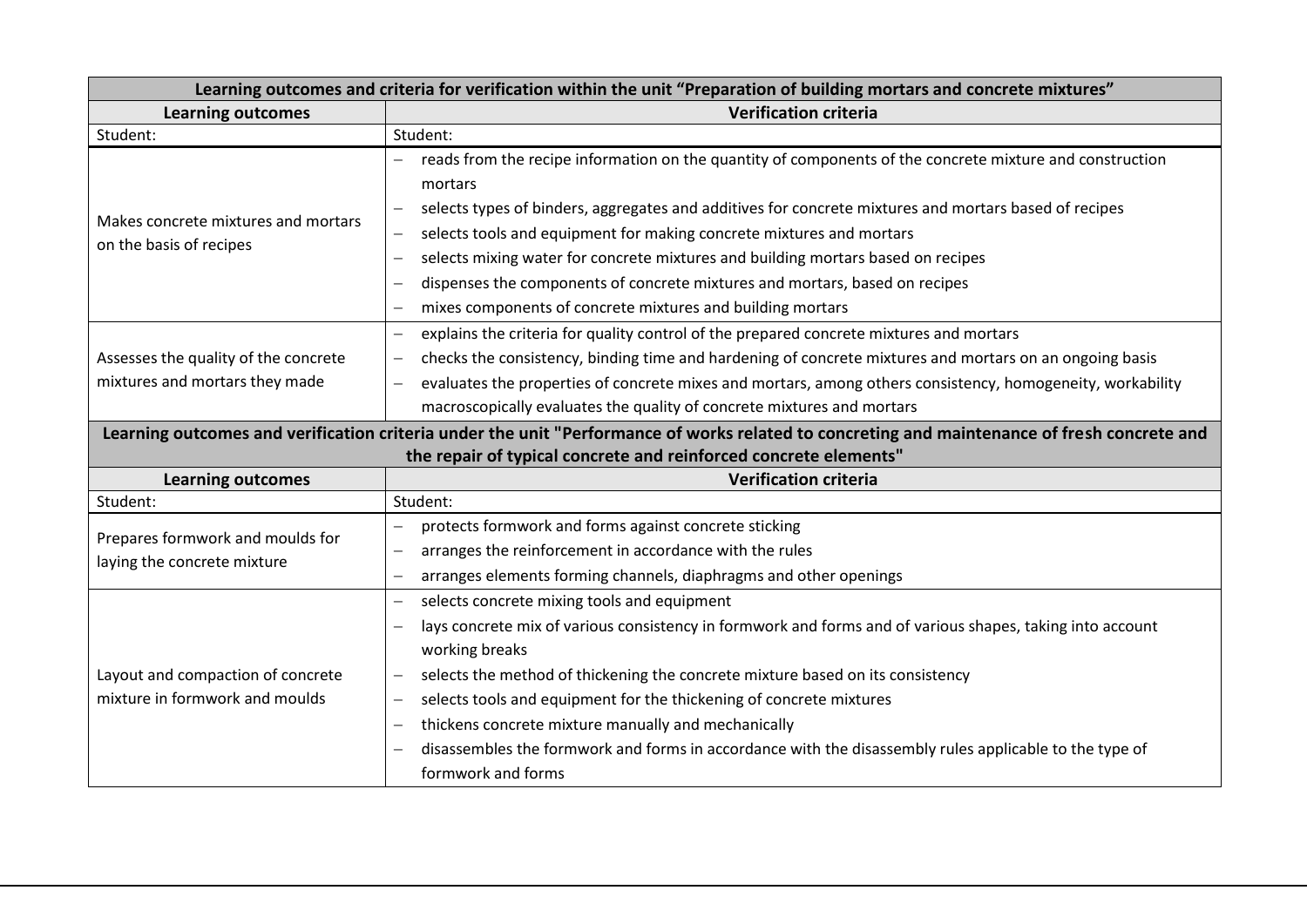| Learning outcomes and criteria for verification within the unit "Preparation of building mortars and concrete mixtures" | |
|---|---|
| **Learning outcomes** | **Verification criteria** |
| Student: | Student: |
| Makes concrete mixtures and mortars on the basis of recipes | – reads from the recipe information on the quantity of components of the concrete mixture and construction mortars<br>– selects types of binders, aggregates and additives for concrete mixtures and mortars based of recipes<br>– selects tools and equipment for making concrete mixtures and mortars<br>– selects mixing water for concrete mixtures and building mortars based on recipes<br>– dispenses the components of concrete mixtures and mortars, based on recipes<br>– mixes components of concrete mixtures and building mortars |
| Assesses the quality of the concrete mixtures and mortars they made | – explains the criteria for quality control of the prepared concrete mixtures and mortars<br>– checks the consistency, binding time and hardening of concrete mixtures and mortars on an ongoing basis<br>– evaluates the properties of concrete mixes and mortars, among others consistency, homogeneity, workability macroscopically evaluates the quality of concrete mixtures and mortars |

| Learning outcomes and verification criteria under the unit "Performance of works related to concreting and maintenance of fresh concrete and the repair of typical concrete and reinforced concrete elements" | |
|---|---|
| **Learning outcomes** | **Verification criteria** |
| Student: | Student: |
| Prepares formwork and moulds for laying the concrete mixture | – protects formwork and forms against concrete sticking<br>– arranges the reinforcement in accordance with the rules<br>– arranges elements forming channels, diaphragms and other openings |
| Layout and compaction of concrete mixture in formwork and moulds | – selects concrete mixing tools and equipment<br>– lays concrete mix of various consistency in formwork and forms and of various shapes, taking into account working breaks<br>– selects the method of thickening the concrete mixture based on its consistency<br>– selects tools and equipment for the thickening of concrete mixtures<br>– thickens concrete mixture manually and mechanically<br>– disassembles the formwork and forms in accordance with the disassembly rules applicable to the type of formwork and forms |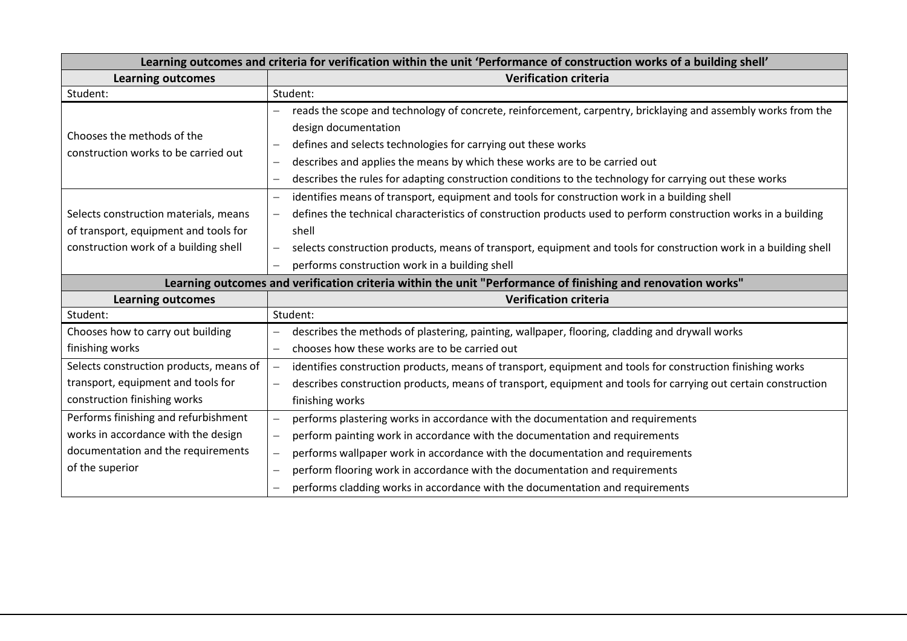| Learning outcomes and criteria for verification within the unit 'Performance of construction works of a building shell' | |
|---|---|
| **Learning outcomes** | **Verification criteria** |
| Student: | Student: |
| Chooses the methods of the construction works to be carried out | – reads the scope and technology of concrete, reinforcement, carpentry, bricklaying and assembly works from the design documentation<br>– defines and selects technologies for carrying out these works<br>– describes and applies the means by which these works are to be carried out<br>– describes the rules for adapting construction conditions to the technology for carrying out these works |
| Selects construction materials, means of transport, equipment and tools for construction work of a building shell | – identifies means of transport, equipment and tools for construction work in a building shell<br>– defines the technical characteristics of construction products used to perform construction works in a building shell<br>– selects construction products, means of transport, equipment and tools for construction work in a building shell<br>– performs construction work in a building shell |

| Learning outcomes and verification criteria within the unit "Performance of finishing and renovation works" | |
|---|---|
| **Learning outcomes** | **Verification criteria** |
| Student: | Student: |
| Chooses how to carry out building finishing works | – describes the methods of plastering, painting, wallpaper, flooring, cladding and drywall works<br>– chooses how these works are to be carried out |
| Selects construction products, means of transport, equipment and tools for construction finishing works | – identifies construction products, means of transport, equipment and tools for construction finishing works<br>– describes construction products, means of transport, equipment and tools for carrying out certain construction finishing works |
| Performs finishing and refurbishment works in accordance with the design documentation and the requirements of the superior | – performs plastering works in accordance with the documentation and requirements<br>– perform painting work in accordance with the documentation and requirements<br>– performs wallpaper work in accordance with the documentation and requirements<br>– perform flooring work in accordance with the documentation and requirements<br>– performs cladding works in accordance with the documentation and requirements |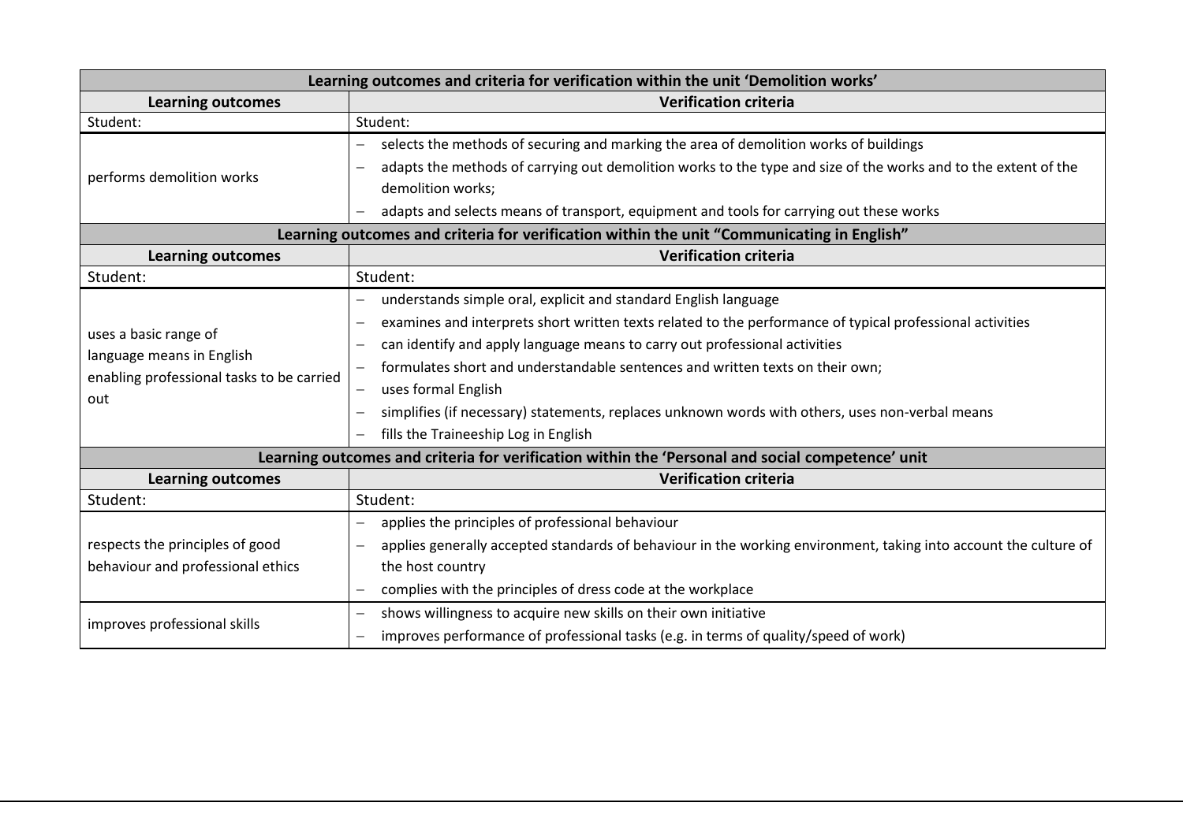| Learning outcomes and criteria for verification within the unit 'Demolition works' | |
|---|---|
| **Learning outcomes** | **Verification criteria** |
| Student: | Student: |
| performs demolition works | – selects the methods of securing and marking the area of demolition works of buildings<br>– adapts the methods of carrying out demolition works to the type and size of the works and to the extent of the demolition works;<br>– adapts and selects means of transport, equipment and tools for carrying out these works |
| **Learning outcomes and criteria for verification within the unit "Communicating in English"** | |
| **Learning outcomes** | **Verification criteria** |
| Student: | Student: |
| uses a basic range of language means in English enabling professional tasks to be carried out | – understands simple oral, explicit and standard English language<br>– examines and interprets short written texts related to the performance of typical professional activities<br>– can identify and apply language means to carry out professional activities<br>– formulates short and understandable sentences and written texts on their own;<br>– uses formal English<br>– simplifies (if necessary) statements, replaces unknown words with others, uses non-verbal means<br>– fills the Traineeship Log in English |
| **Learning outcomes and criteria for verification within the 'Personal and social competence' unit** | |
| **Learning outcomes** | **Verification criteria** |
| Student: | Student: |
| respects the principles of good behaviour and professional ethics | – applies the principles of professional behaviour<br>– applies generally accepted standards of behaviour in the working environment, taking into account the culture of the host country<br>– complies with the principles of dress code at the workplace |
| improves professional skills | – shows willingness to acquire new skills on their own initiative<br>– improves performance of professional tasks (e.g. in terms of quality/speed of work) |